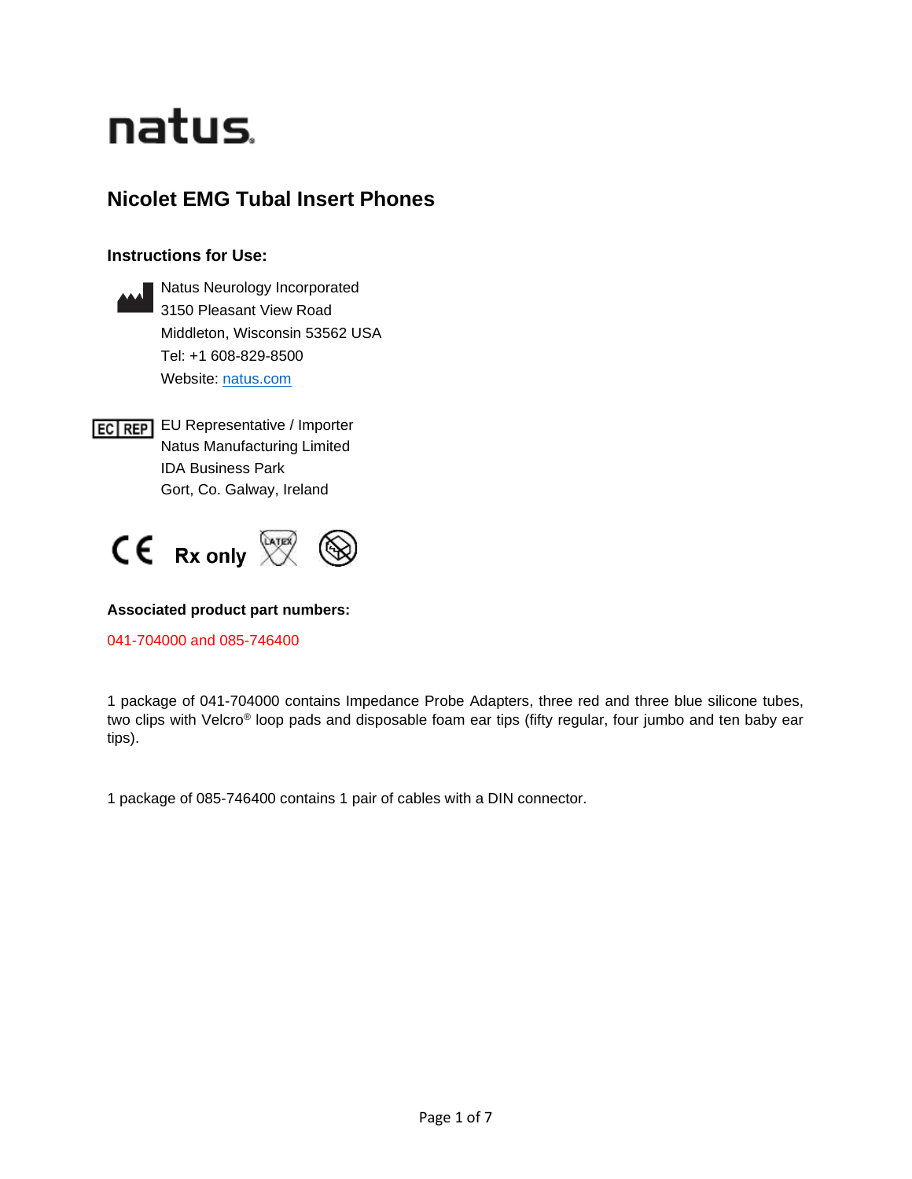natus.

# Nicolet EMG Tubal Insert Phones

### Instructions for Use:

Natus Neurology Incorporated
3150 Pleasant View Road
Middleton, Wisconsin 53562 USA
Tel: +1 608-829-8500
Website: natus.com

EC REP EU Representative / Importer
Natus Manufacturing Limited
IDA Business Park
Gort, Co. Galway, Ireland

CE **Rx only**

**Associated product part numbers:**

041-704000 and 085-746400

1 package of 041-704000 contains Impedance Probe Adapters, three red and three blue silicone tubes, two clips with Velcro® loop pads and disposable foam ear tips (fifty regular, four jumbo and ten baby ear tips).

1 package of 085-746400 contains 1 pair of cables with a DIN connector.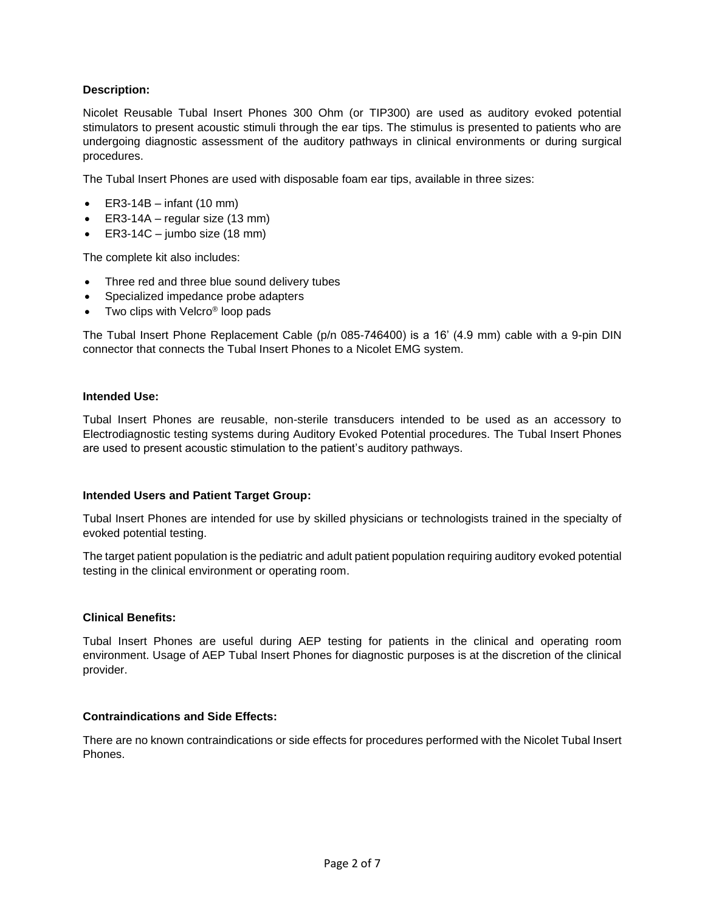**Description:**

Nicolet Reusable Tubal Insert Phones 300 Ohm (or TIP300) are used as auditory evoked potential stimulators to present acoustic stimuli through the ear tips. The stimulus is presented to patients who are undergoing diagnostic assessment of the auditory pathways in clinical environments or during surgical procedures.

The Tubal Insert Phones are used with disposable foam ear tips, available in three sizes:

- ER3-14B – infant (10 mm)
- ER3-14A – regular size (13 mm)
- ER3-14C – jumbo size (18 mm)

The complete kit also includes:

- Three red and three blue sound delivery tubes
- Specialized impedance probe adapters
- Two clips with Velcro® loop pads

The Tubal Insert Phone Replacement Cable (p/n 085-746400) is a 16' (4.9 mm) cable with a 9-pin DIN connector that connects the Tubal Insert Phones to a Nicolet EMG system.

**Intended Use:**

Tubal Insert Phones are reusable, non-sterile transducers intended to be used as an accessory to Electrodiagnostic testing systems during Auditory Evoked Potential procedures. The Tubal Insert Phones are used to present acoustic stimulation to the patient's auditory pathways.

**Intended Users and Patient Target Group:**

Tubal Insert Phones are intended for use by skilled physicians or technologists trained in the specialty of evoked potential testing.

The target patient population is the pediatric and adult patient population requiring auditory evoked potential testing in the clinical environment or operating room.

**Clinical Benefits:**

Tubal Insert Phones are useful during AEP testing for patients in the clinical and operating room environment. Usage of AEP Tubal Insert Phones for diagnostic purposes is at the discretion of the clinical provider.

**Contraindications and Side Effects:**

There are no known contraindications or side effects for procedures performed with the Nicolet Tubal Insert Phones.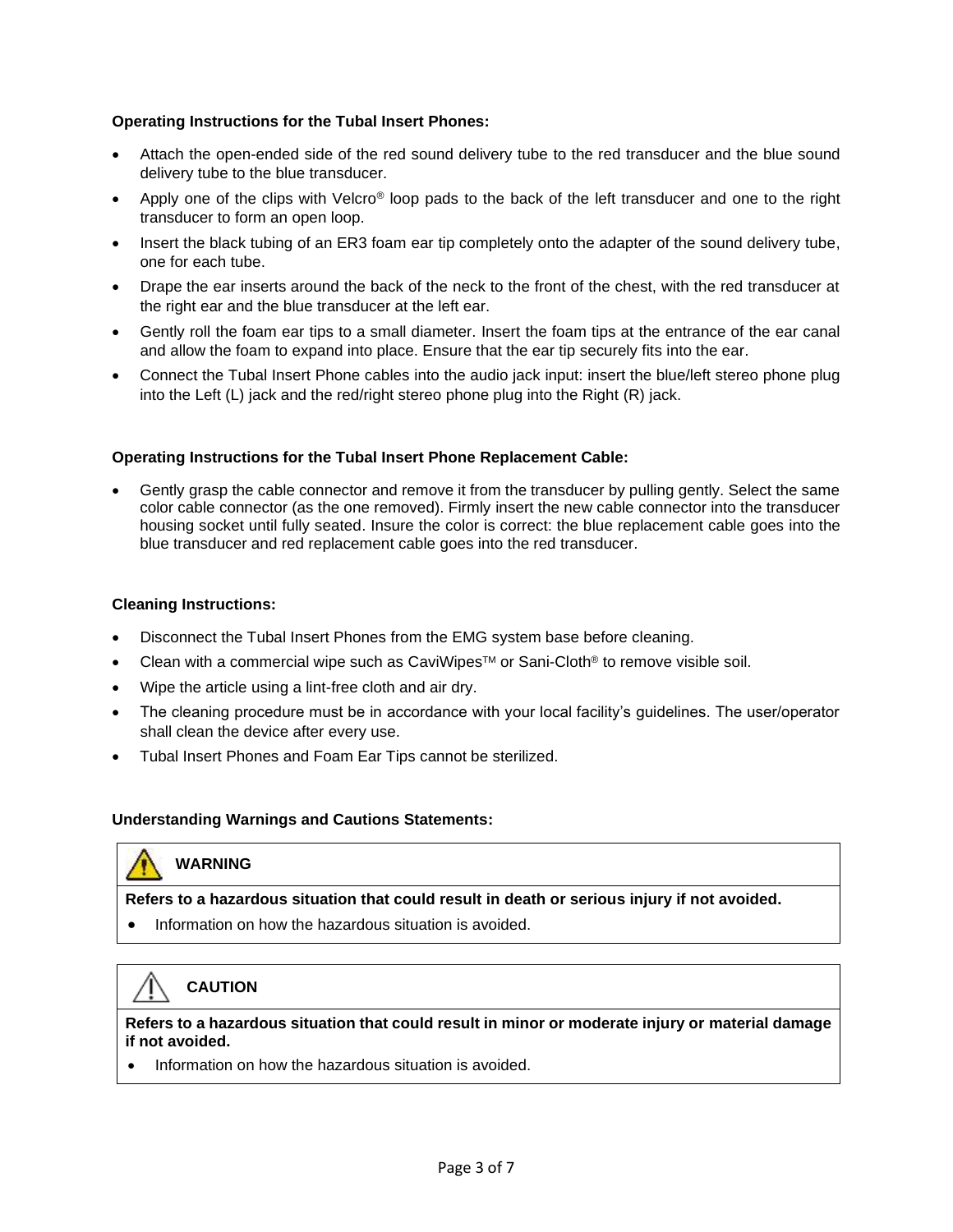**Operating Instructions for the Tubal Insert Phones:**

- Attach the open-ended side of the red sound delivery tube to the red transducer and the blue sound delivery tube to the blue transducer.
- Apply one of the clips with Velcro® loop pads to the back of the left transducer and one to the right transducer to form an open loop.
- Insert the black tubing of an ER3 foam ear tip completely onto the adapter of the sound delivery tube, one for each tube.
- Drape the ear inserts around the back of the neck to the front of the chest, with the red transducer at the right ear and the blue transducer at the left ear.
- Gently roll the foam ear tips to a small diameter. Insert the foam tips at the entrance of the ear canal and allow the foam to expand into place. Ensure that the ear tip securely fits into the ear.
- Connect the Tubal Insert Phone cables into the audio jack input: insert the blue/left stereo phone plug into the Left (L) jack and the red/right stereo phone plug into the Right (R) jack.

**Operating Instructions for the Tubal Insert Phone Replacement Cable:**

- Gently grasp the cable connector and remove it from the transducer by pulling gently. Select the same color cable connector (as the one removed). Firmly insert the new cable connector into the transducer housing socket until fully seated. Insure the color is correct: the blue replacement cable goes into the blue transducer and red replacement cable goes into the red transducer.

**Cleaning Instructions:**

- Disconnect the Tubal Insert Phones from the EMG system base before cleaning.
- Clean with a commercial wipe such as CaviWipes™ or Sani-Cloth® to remove visible soil.
- Wipe the article using a lint-free cloth and air dry.
- The cleaning procedure must be in accordance with your local facility's guidelines. The user/operator shall clean the device after every use.
- Tubal Insert Phones and Foam Ear Tips cannot be sterilized.

**Understanding Warnings and Cautions Statements:**

| ⚠ **WARNING** |
|---|
| **Refers to a hazardous situation that could result in death or serious injury if not avoided.** |
| • Information on how the hazardous situation is avoided. |

| ⚠ **CAUTION** |
|---|
| **Refers to a hazardous situation that could result in minor or moderate injury or material damage if not avoided.** |
| • Information on how the hazardous situation is avoided. |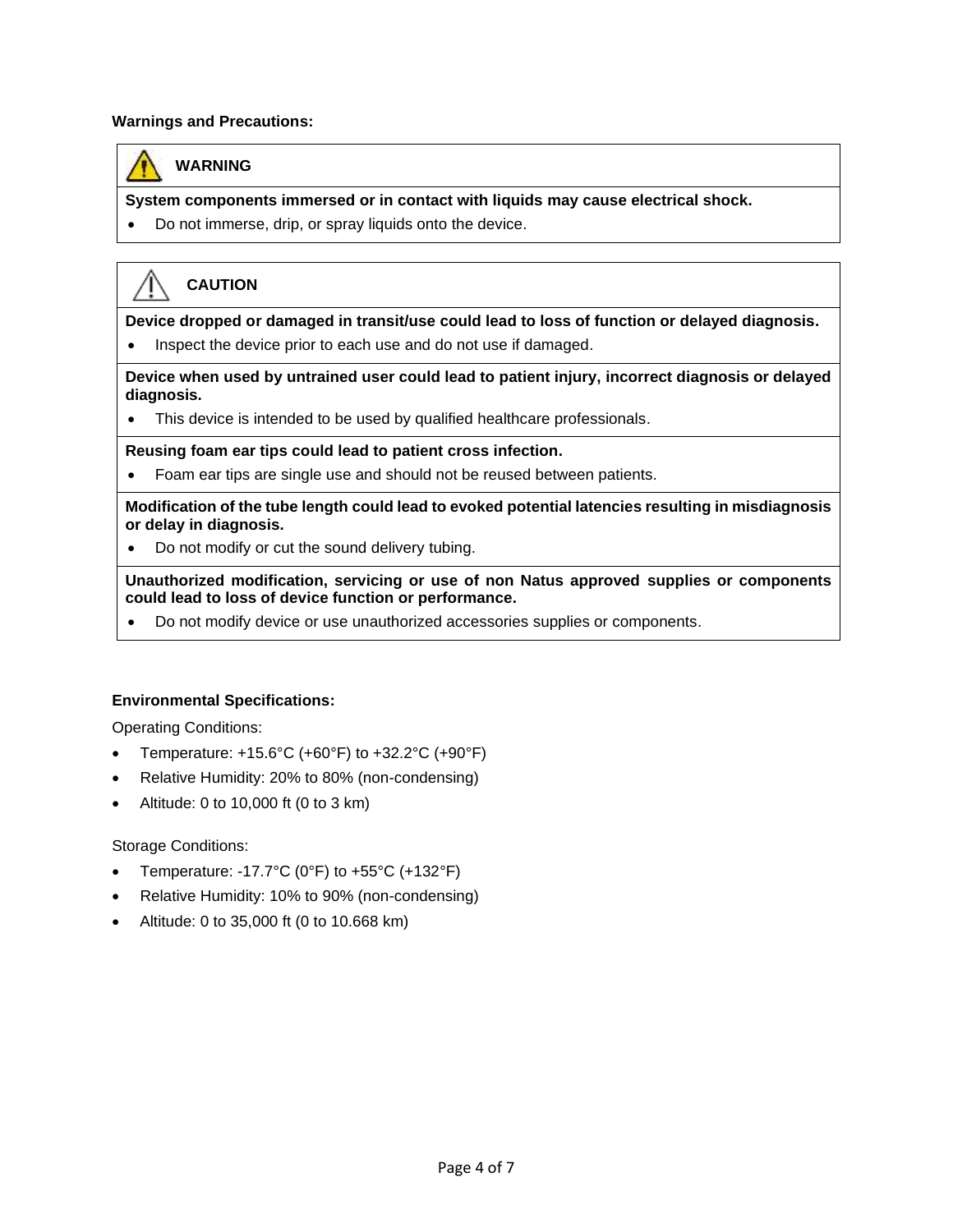**Warnings and Precautions:**

| **WARNING** |
|---|
| **System components immersed or in contact with liquids may cause electrical shock.**<br>• Do not immerse, drip, or spray liquids onto the device. |

| **CAUTION** |
|---|
| **Device dropped or damaged in transit/use could lead to loss of function or delayed diagnosis.**<br>• Inspect the device prior to each use and do not use if damaged. |
| **Device when used by untrained user could lead to patient injury, incorrect diagnosis or delayed diagnosis.**<br>• This device is intended to be used by qualified healthcare professionals. |
| **Reusing foam ear tips could lead to patient cross infection.**<br>• Foam ear tips are single use and should not be reused between patients. |
| **Modification of the tube length could lead to evoked potential latencies resulting in misdiagnosis or delay in diagnosis.**<br>• Do not modify or cut the sound delivery tubing. |
| **Unauthorized modification, servicing or use of non Natus approved supplies or components could lead to loss of device function or performance.**<br>• Do not modify device or use unauthorized accessories supplies or components. |

**Environmental Specifications:**

Operating Conditions:

- Temperature: +15.6°C (+60°F) to +32.2°C (+90°F)
- Relative Humidity: 20% to 80% (non-condensing)
- Altitude: 0 to 10,000 ft (0 to 3 km)

Storage Conditions:

- Temperature: -17.7°C (0°F) to +55°C (+132°F)
- Relative Humidity: 10% to 90% (non-condensing)
- Altitude: 0 to 35,000 ft (0 to 10.668 km)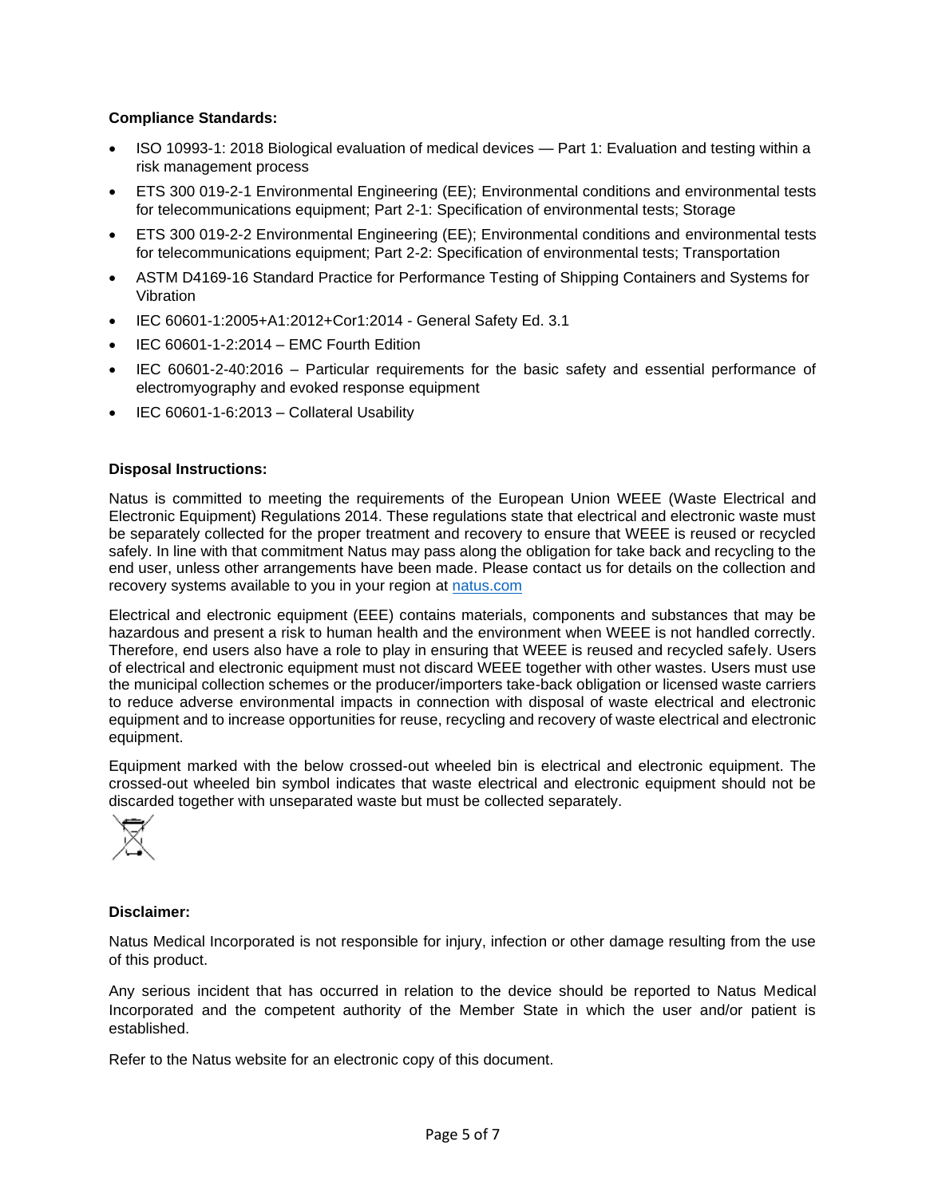**Compliance Standards:**

- ISO 10993-1: 2018 Biological evaluation of medical devices — Part 1: Evaluation and testing within a risk management process
- ETS 300 019-2-1 Environmental Engineering (EE); Environmental conditions and environmental tests for telecommunications equipment; Part 2-1: Specification of environmental tests; Storage
- ETS 300 019-2-2 Environmental Engineering (EE); Environmental conditions and environmental tests for telecommunications equipment; Part 2-2: Specification of environmental tests; Transportation
- ASTM D4169-16 Standard Practice for Performance Testing of Shipping Containers and Systems for Vibration
- IEC 60601-1:2005+A1:2012+Cor1:2014 - General Safety Ed. 3.1
- IEC 60601-1-2:2014 – EMC Fourth Edition
- IEC 60601-2-40:2016 – Particular requirements for the basic safety and essential performance of electromyography and evoked response equipment
- IEC 60601-1-6:2013 – Collateral Usability

**Disposal Instructions:**

Natus is committed to meeting the requirements of the European Union WEEE (Waste Electrical and Electronic Equipment) Regulations 2014. These regulations state that electrical and electronic waste must be separately collected for the proper treatment and recovery to ensure that WEEE is reused or recycled safely. In line with that commitment Natus may pass along the obligation for take back and recycling to the end user, unless other arrangements have been made. Please contact us for details on the collection and recovery systems available to you in your region at [natus.com](natus.com)

Electrical and electronic equipment (EEE) contains materials, components and substances that may be hazardous and present a risk to human health and the environment when WEEE is not handled correctly. Therefore, end users also have a role to play in ensuring that WEEE is reused and recycled safely. Users of electrical and electronic equipment must not discard WEEE together with other wastes. Users must use the municipal collection schemes or the producer/importers take-back obligation or licensed waste carriers to reduce adverse environmental impacts in connection with disposal of waste electrical and electronic equipment and to increase opportunities for reuse, recycling and recovery of waste electrical and electronic equipment.

Equipment marked with the below crossed-out wheeled bin is electrical and electronic equipment. The crossed-out wheeled bin symbol indicates that waste electrical and electronic equipment should not be discarded together with unseparated waste but must be collected separately.

**Disclaimer:**

Natus Medical Incorporated is not responsible for injury, infection or other damage resulting from the use of this product.

Any serious incident that has occurred in relation to the device should be reported to Natus Medical Incorporated and the competent authority of the Member State in which the user and/or patient is established.

Refer to the Natus website for an electronic copy of this document.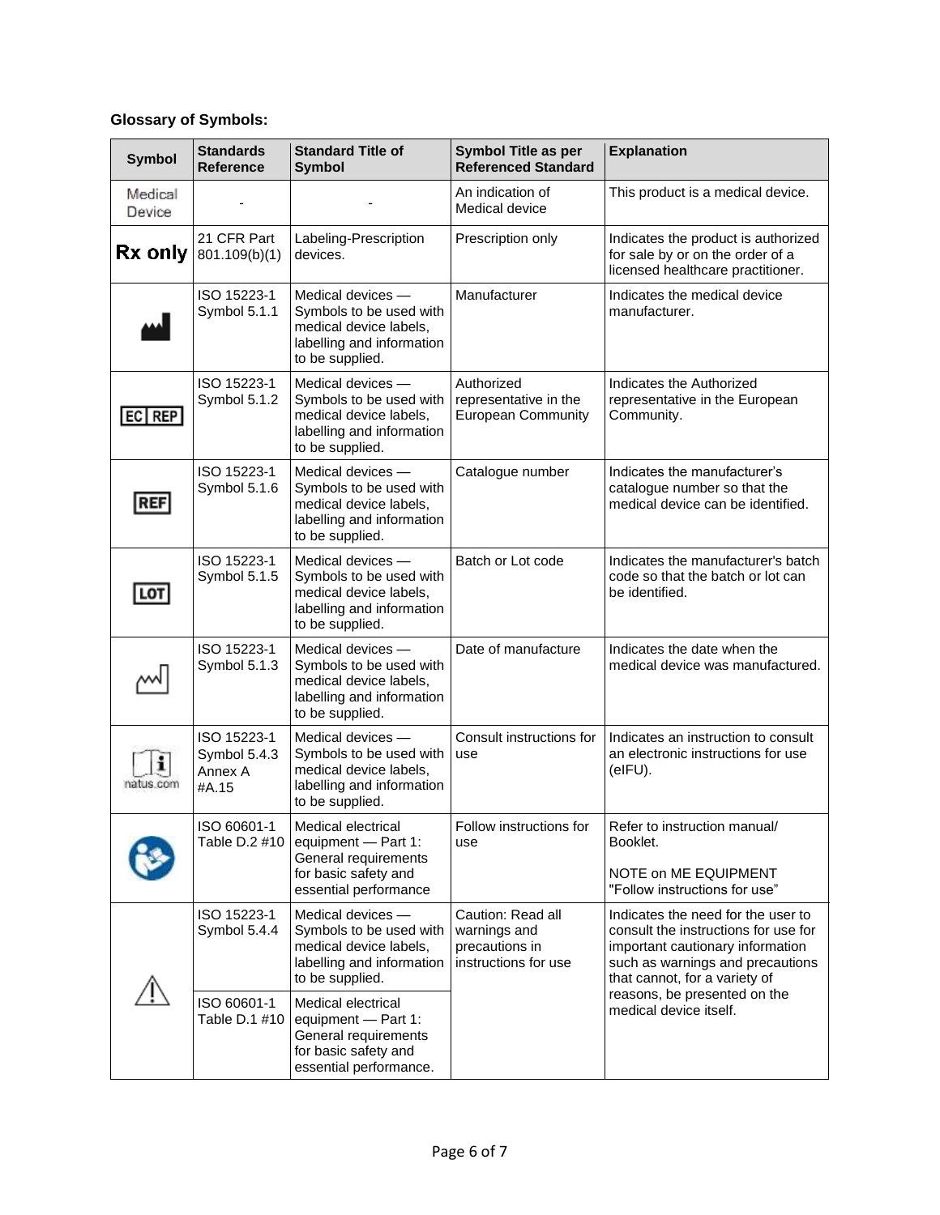**Glossary of Symbols:**

| Symbol | Standards Reference | Standard Title of Symbol | Symbol Title as per Referenced Standard | Explanation |
|---|---|---|---|---|
| Medical Device | - | - | An indication of Medical device | This product is a medical device. |
| Rx only | 21 CFR Part 801.109(b)(1) | Labeling-Prescription devices. | Prescription only | Indicates the product is authorized for sale by or on the order of a licensed healthcare practitioner. |
| | ISO 15223-1 Symbol 5.1.1 | Medical devices — Symbols to be used with medical device labels, labelling and information to be supplied. | Manufacturer | Indicates the medical device manufacturer. |
| EC REP | ISO 15223-1 Symbol 5.1.2 | Medical devices — Symbols to be used with medical device labels, labelling and information to be supplied. | Authorized representative in the European Community | Indicates the Authorized representative in the European Community. |
| REF | ISO 15223-1 Symbol 5.1.6 | Medical devices — Symbols to be used with medical device labels, labelling and information to be supplied. | Catalogue number | Indicates the manufacturer's catalogue number so that the medical device can be identified. |
| LOT | ISO 15223-1 Symbol 5.1.5 | Medical devices — Symbols to be used with medical device labels, labelling and information to be supplied. | Batch or Lot code | Indicates the manufacturer's batch code so that the batch or lot can be identified. |
| | ISO 15223-1 Symbol 5.1.3 | Medical devices — Symbols to be used with medical device labels, labelling and information to be supplied. | Date of manufacture | Indicates the date when the medical device was manufactured. |
| natus.com | ISO 15223-1 Symbol 5.4.3 Annex A #A.15 | Medical devices — Symbols to be used with medical device labels, labelling and information to be supplied. | Consult instructions for use | Indicates an instruction to consult an electronic instructions for use (eIFU). |
| | ISO 60601-1 Table D.2 #10 | Medical electrical equipment — Part 1: General requirements for basic safety and essential performance | Follow instructions for use | Refer to instruction manual/ Booklet.<br><br>NOTE on ME EQUIPMENT "Follow instructions for use" |
| | ISO 15223-1 Symbol 5.4.4 | Medical devices — Symbols to be used with medical device labels, labelling and information to be supplied. | Caution: Read all warnings and precautions in instructions for use | Indicates the need for the user to consult the instructions for use for important cautionary information such as warnings and precautions that cannot, for a variety of reasons, be presented on the medical device itself. |
| | ISO 60601-1 Table D.1 #10 | Medical electrical equipment — Part 1: General requirements for basic safety and essential performance. | | |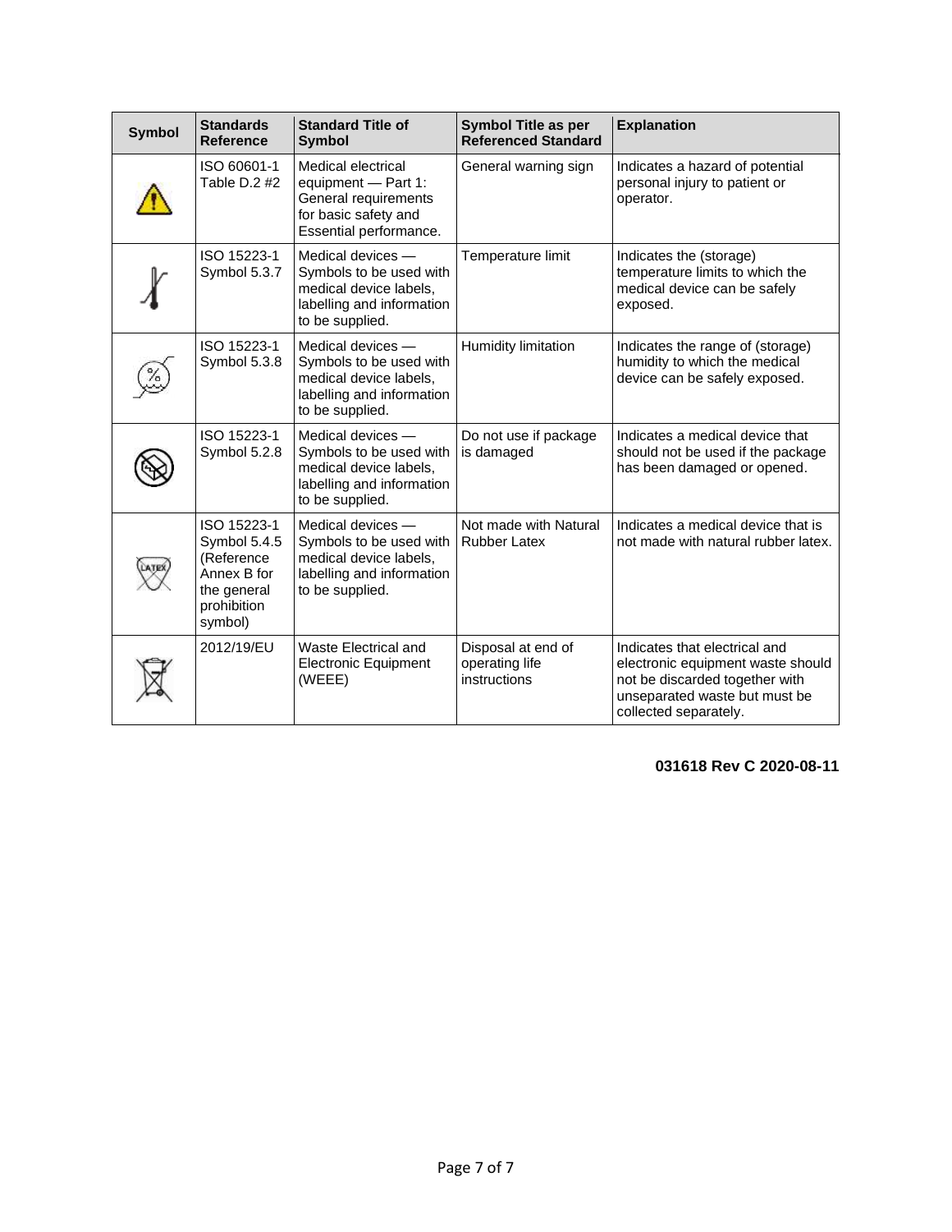| Symbol | Standards Reference | Standard Title of Symbol | Symbol Title as per Referenced Standard | Explanation |
|---|---|---|---|---|
| | ISO 60601-1 Table D.2 #2 | Medical electrical equipment — Part 1: General requirements for basic safety and Essential performance. | General warning sign | Indicates a hazard of potential personal injury to patient or operator. |
| | ISO 15223-1 Symbol 5.3.7 | Medical devices — Symbols to be used with medical device labels, labelling and information to be supplied. | Temperature limit | Indicates the (storage) temperature limits to which the medical device can be safely exposed. |
| | ISO 15223-1 Symbol 5.3.8 | Medical devices — Symbols to be used with medical device labels, labelling and information to be supplied. | Humidity limitation | Indicates the range of (storage) humidity to which the medical device can be safely exposed. |
| | ISO 15223-1 Symbol 5.2.8 | Medical devices — Symbols to be used with medical device labels, labelling and information to be supplied. | Do not use if package is damaged | Indicates a medical device that should not be used if the package has been damaged or opened. |
| | ISO 15223-1 Symbol 5.4.5 (Reference Annex B for the general prohibition symbol) | Medical devices — Symbols to be used with medical device labels, labelling and information to be supplied. | Not made with Natural Rubber Latex | Indicates a medical device that is not made with natural rubber latex. |
| | 2012/19/EU | Waste Electrical and Electronic Equipment (WEEE) | Disposal at end of operating life instructions | Indicates that electrical and electronic equipment waste should not be discarded together with unseparated waste but must be collected separately. |

**031618 Rev C 2020-08-11**